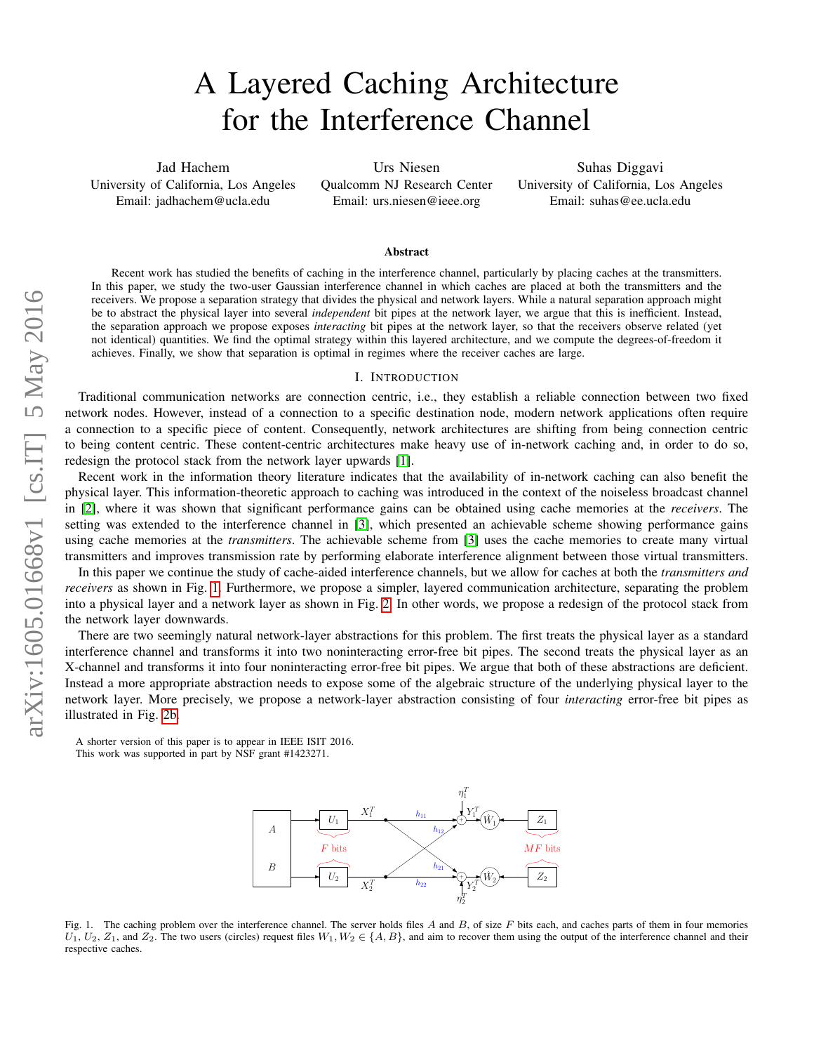# A Layered Caching Architecture for the Interference Channel

Jad Hachem
University of California, Los Angeles
Email: jadhachem@ucla.edu

Urs Niesen
Qualcomm NJ Research Center
Email: urs.niesen@ieee.org

Suhas Diggavi
University of California, Los Angeles
Email: suhas@ee.ucla.edu

### Abstract

Recent work has studied the benefits of caching in the interference channel, particularly by placing caches at the transmitters. In this paper, we study the two-user Gaussian interference channel in which caches are placed at both the transmitters and the receivers. We propose a separation strategy that divides the physical and network layers. While a natural separation approach might be to abstract the physical layer into several *independent* bit pipes at the network layer, we argue that this is inefficient. Instead, the separation approach we propose exposes *interacting* bit pipes at the network layer, so that the receivers observe related (yet not identical) quantities. We find the optimal strategy within this layered architecture, and we compute the degrees-of-freedom it achieves. Finally, we show that separation is optimal in regimes where the receiver caches are large.

## I. Introduction

Traditional communication networks are connection centric, i.e., they establish a reliable connection between two fixed network nodes. However, instead of a connection to a specific destination node, modern network applications often require a connection to a specific piece of content. Consequently, network architectures are shifting from being connection centric to being content centric. These content-centric architectures make heavy use of in-network caching and, in order to do so, redesign the protocol stack from the network layer upwards [1].

Recent work in the information theory literature indicates that the availability of in-network caching can also benefit the physical layer. This information-theoretic approach to caching was introduced in the context of the noiseless broadcast channel in [2], where it was shown that significant performance gains can be obtained using cache memories at the *receivers*. The setting was extended to the interference channel in [3], which presented an achievable scheme showing performance gains using cache memories at the *transmitters*. The achievable scheme from [3] uses the cache memories to create many virtual transmitters and improves transmission rate by performing elaborate interference alignment between those virtual transmitters.

In this paper we continue the study of cache-aided interference channels, but we allow for caches at both the *transmitters and receivers* as shown in Fig. 1. Furthermore, we propose a simpler, layered communication architecture, separating the problem into a physical layer and a network layer as shown in Fig. 2. In other words, we propose a redesign of the protocol stack from the network layer downwards.

There are two seemingly natural network-layer abstractions for this problem. The first treats the physical layer as a standard interference channel and transforms it into two noninteracting error-free bit pipes. The second treats the physical layer as an X-channel and transforms it into four noninteracting error-free bit pipes. We argue that both of these abstractions are deficient. Instead a more appropriate abstraction needs to expose some of the algebraic structure of the underlying physical layer to the network layer. More precisely, we propose a network-layer abstraction consisting of four *interacting* error-free bit pipes as illustrated in Fig. 2b.

A shorter version of this paper is to appear in IEEE ISIT 2016.
This work was supported in part by NSF grant #1423271.

A
B
$U_1$
$U_2$
$F$ bits
$X_1^T$
$X_2^T$
$h_{11}$
$h_{12}$
$h_{21}$
$h_{22}$
$\eta_1^T$
$\eta_2^T$
$Y_1^T$
$Y_2^T$
$\hat{W}_1$
$\hat{W}_2$
$Z_1$
$Z_2$
$MF$ bits

Fig. 1. The caching problem over the interference channel. The server holds files $A$ and $B$, of size $F$ bits each, and caches parts of them in four memories $U_1$, $U_2$, $Z_1$, and $Z_2$. The two users (circles) request files $W_1, W_2 \in \{A, B\}$, and aim to recover them using the output of the interference channel and their respective caches.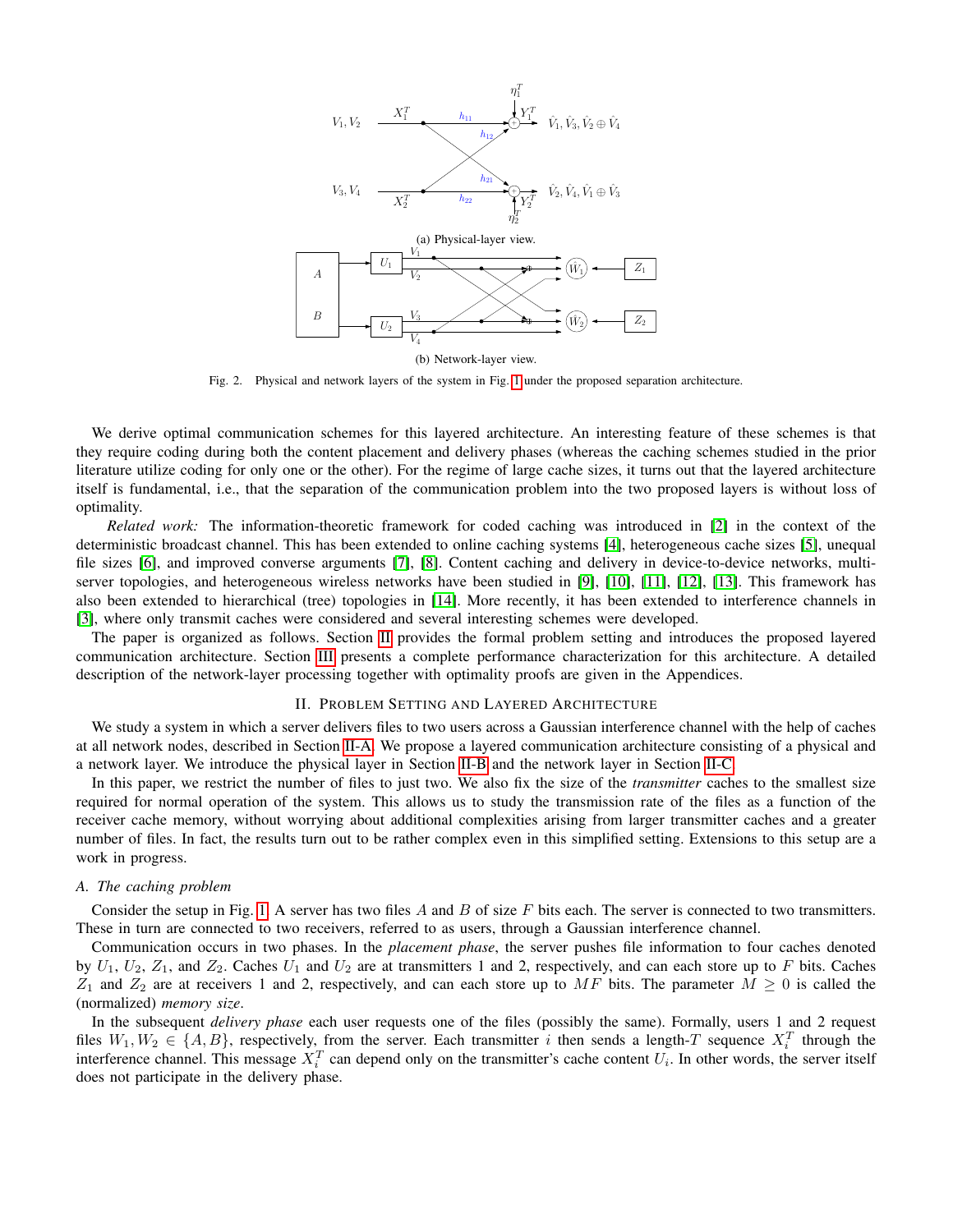(a) Physical-layer view.

(b) Network-layer view.

Fig. 2. Physical and network layers of the system in Fig. 1 under the proposed separation architecture.

We derive optimal communication schemes for this layered architecture. An interesting feature of these schemes is that they require coding during both the content placement and delivery phases (whereas the caching schemes studied in the prior literature utilize coding for only one or the other). For the regime of large cache sizes, it turns out that the layered architecture itself is fundamental, i.e., that the separation of the communication problem into the two proposed layers is without loss of optimality.

*Related work:* The information-theoretic framework for coded caching was introduced in [2] in the context of the deterministic broadcast channel. This has been extended to online caching systems [4], heterogeneous cache sizes [5], unequal file sizes [6], and improved converse arguments [7], [8]. Content caching and delivery in device-to-device networks, multi-server topologies, and heterogeneous wireless networks have been studied in [9], [10], [11], [12], [13]. This framework has also been extended to hierarchical (tree) topologies in [14]. More recently, it has been extended to interference channels in [3], where only transmit caches were considered and several interesting schemes were developed.

The paper is organized as follows. Section II provides the formal problem setting and introduces the proposed layered communication architecture. Section III presents a complete performance characterization for this architecture. A detailed description of the network-layer processing together with optimality proofs are given in the Appendices.

## II. Problem Setting and Layered Architecture

We study a system in which a server delivers files to two users across a Gaussian interference channel with the help of caches at all network nodes, described in Section II-A. We propose a layered communication architecture consisting of a physical and a network layer. We introduce the physical layer in Section II-B and the network layer in Section II-C.

In this paper, we restrict the number of files to just two. We also fix the size of the *transmitter* caches to the smallest size required for normal operation of the system. This allows us to study the transmission rate of the files as a function of the receiver cache memory, without worrying about additional complexities arising from larger transmitter caches and a greater number of files. In fact, the results turn out to be rather complex even in this simplified setting. Extensions to this setup are a work in progress.

### A. The caching problem

Consider the setup in Fig. 1. A server has two files $A$ and $B$ of size $F$ bits each. The server is connected to two transmitters. These in turn are connected to two receivers, referred to as users, through a Gaussian interference channel.

Communication occurs in two phases. In the *placement phase*, the server pushes file information to four caches denoted by $U_1$, $U_2$, $Z_1$, and $Z_2$. Caches $U_1$ and $U_2$ are at transmitters 1 and 2, respectively, and can each store up to $F$ bits. Caches $Z_1$ and $Z_2$ are at receivers 1 and 2, respectively, and can each store up to $MF$ bits. The parameter $M \geq 0$ is called the (normalized) *memory size*.

In the subsequent *delivery phase* each user requests one of the files (possibly the same). Formally, users 1 and 2 request files $W_1, W_2 \in \{A, B\}$, respectively, from the server. Each transmitter $i$ then sends a length-$T$ sequence $X_i^T$ through the interference channel. This message $X_i^T$ can depend only on the transmitter's cache content $U_i$. In other words, the server itself does not participate in the delivery phase.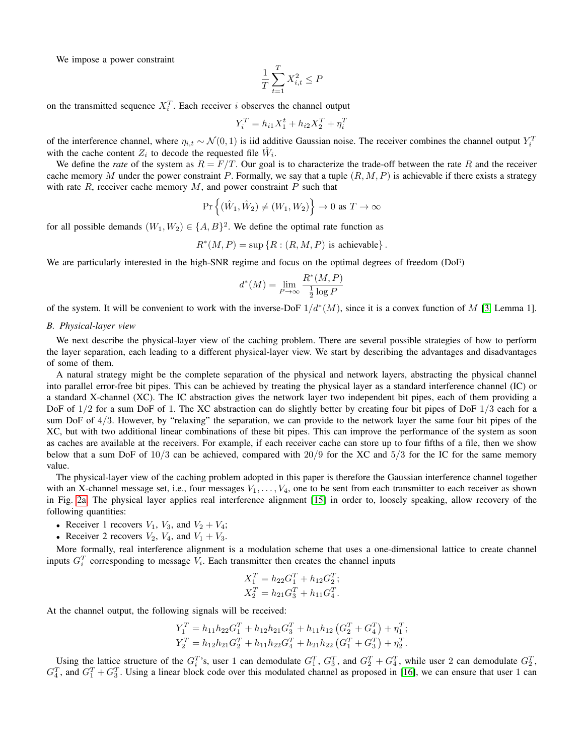We impose a power constraint

$$\frac{1}{T}\sum_{t=1}^{T} X_{i,t}^2 \leq P$$

on the transmitted sequence $X_i^T$. Each receiver $i$ observes the channel output

$$Y_i^T = h_{i1}X_1^t + h_{i2}X_2^T + \eta_i^T$$

of the interference channel, where $\eta_{i,t} \sim \mathcal{N}(0,1)$ is iid additive Gaussian noise. The receiver combines the channel output $Y_i^T$ with the cache content $Z_i$ to decode the requested file $\hat{W}_i$.

We define the *rate* of the system as $R = F/T$. Our goal is to characterize the trade-off between the rate $R$ and the receiver cache memory $M$ under the power constraint $P$. Formally, we say that a tuple $(R, M, P)$ is achievable if there exists a strategy with rate $R$, receiver cache memory $M$, and power constraint $P$ such that

$$\Pr\left\{(\hat{W}_1, \hat{W}_2) \neq (W_1, W_2)\right\} \to 0 \text{ as } T \to \infty$$

for all possible demands $(W_1, W_2) \in \{A, B\}^2$. We define the optimal rate function as

$$R^*(M, P) = \sup\left\{R : (R, M, P) \text{ is achievable}\right\}.$$

We are particularly interested in the high-SNR regime and focus on the optimal degrees of freedom (DoF)

$$d^*(M) = \lim_{P\to\infty} \frac{R^*(M,P)}{\frac{1}{2}\log P}$$

of the system. It will be convenient to work with the inverse-DoF $1/d^*(M)$, since it is a convex function of $M$ [3, Lemma 1].

### B. Physical-layer view

We next describe the physical-layer view of the caching problem. There are several possible strategies of how to perform the layer separation, each leading to a different physical-layer view. We start by describing the advantages and disadvantages of some of them.

A natural strategy might be the complete separation of the physical and network layers, abstracting the physical channel into parallel error-free bit pipes. This can be achieved by treating the physical layer as a standard interference channel (IC) or a standard X-channel (XC). The IC abstraction gives the network layer two independent bit pipes, each of them providing a DoF of $1/2$ for a sum DoF of 1. The XC abstraction can do slightly better by creating four bit pipes of DoF $1/3$ each for a sum DoF of $4/3$. However, by "relaxing" the separation, we can provide to the network layer the same four bit pipes of the XC, but with two additional linear combinations of these bit pipes. This can improve the performance of the system as soon as caches are available at the receivers. For example, if each receiver cache can store up to four fifths of a file, then we show below that a sum DoF of $10/3$ can be achieved, compared with $20/9$ for the XC and $5/3$ for the IC for the same memory value.

The physical-layer view of the caching problem adopted in this paper is therefore the Gaussian interference channel together with an X-channel message set, i.e., four messages $V_1, \ldots, V_4$, one to be sent from each transmitter to each receiver as shown in Fig. 2a. The physical layer applies real interference alignment [15] in order to, loosely speaking, allow recovery of the following quantities:

- Receiver 1 recovers $V_1$, $V_3$, and $V_2 + V_4$;
- Receiver 2 recovers $V_2$, $V_4$, and $V_1 + V_3$.

More formally, real interference alignment is a modulation scheme that uses a one-dimensional lattice to create channel inputs $G_i^T$ corresponding to message $V_i$. Each transmitter then creates the channel inputs

$$X_1^T = h_{22}G_1^T + h_{12}G_2^T;$$
$$X_2^T = h_{21}G_3^T + h_{11}G_4^T.$$

At the channel output, the following signals will be received:

$$Y_1^T = h_{11}h_{22}G_1^T + h_{12}h_{21}G_3^T + h_{11}h_{12}\left(G_2^T + G_4^T\right) + \eta_1^T;$$
$$Y_2^T = h_{12}h_{21}G_2^T + h_{11}h_{22}G_4^T + h_{21}h_{22}\left(G_1^T + G_3^T\right) + \eta_2^T.$$

Using the lattice structure of the $G_i^T$'s, user 1 can demodulate $G_1^T$, $G_3^T$, and $G_2^T + G_4^T$, while user 2 can demodulate $G_2^T$, $G_4^T$, and $G_1^T + G_3^T$. Using a linear block code over this modulated channel as proposed in [16], we can ensure that user 1 can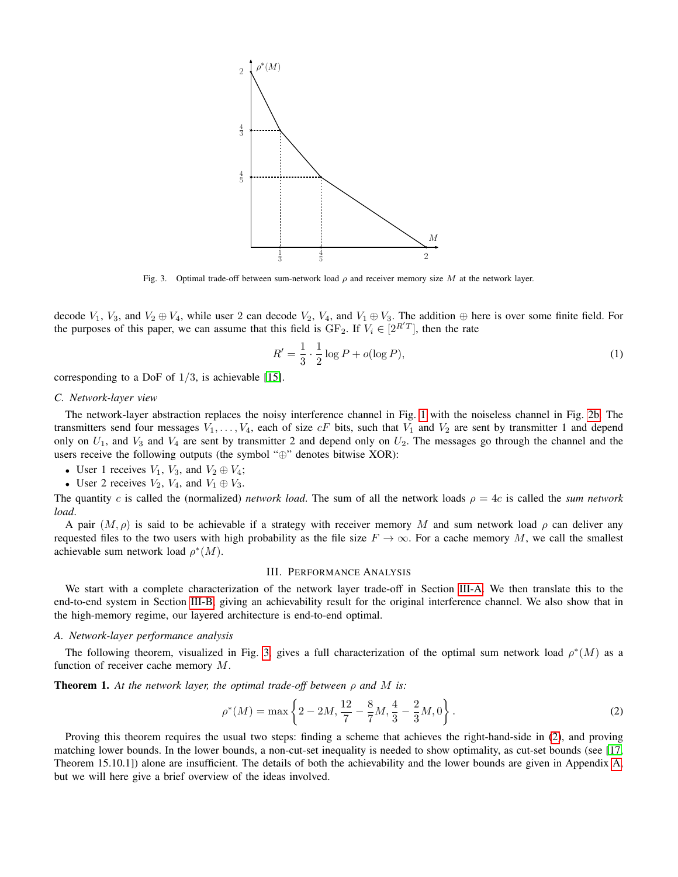Fig. 3. Optimal trade-off between sum-network load $\rho$ and receiver memory size $M$ at the network layer.

decode $V_1$, $V_3$, and $V_2 \oplus V_4$, while user 2 can decode $V_2$, $V_4$, and $V_1 \oplus V_3$. The addition $\oplus$ here is over some finite field. For the purposes of this paper, we can assume that this field is $\mathrm{GF}_2$. If $V_i \in [2^{R'T}]$, then the rate

$$R' = \frac{1}{3} \cdot \frac{1}{2} \log P + o(\log P), \tag{1}$$

corresponding to a DoF of $1/3$, is achievable [15].

### C. Network-layer view

The network-layer abstraction replaces the noisy interference channel in Fig. 1 with the noiseless channel in Fig. 2b. The transmitters send four messages $V_1, \ldots, V_4$, each of size $cF$ bits, such that $V_1$ and $V_2$ are sent by transmitter 1 and depend only on $U_1$, and $V_3$ and $V_4$ are sent by transmitter 2 and depend only on $U_2$. The messages go through the channel and the users receive the following outputs (the symbol "$\oplus$" denotes bitwise XOR):

- User 1 receives $V_1$, $V_3$, and $V_2 \oplus V_4$;
- User 2 receives $V_2$, $V_4$, and $V_1 \oplus V_3$.

The quantity $c$ is called the (normalized) *network load*. The sum of all the network loads $\rho = 4c$ is called the *sum network load*.

A pair $(M, \rho)$ is said to be achievable if a strategy with receiver memory $M$ and sum network load $\rho$ can deliver any requested files to the two users with high probability as the file size $F \to \infty$. For a cache memory $M$, we call the smallest achievable sum network load $\rho^*(M)$.

## III. Performance Analysis

We start with a complete characterization of the network layer trade-off in Section III-A. We then translate this to the end-to-end system in Section III-B, giving an achievability result for the original interference channel. We also show that in the high-memory regime, our layered architecture is end-to-end optimal.

### A. Network-layer performance analysis

The following theorem, visualized in Fig. 3, gives a full characterization of the optimal sum network load $\rho^*(M)$ as a function of receiver cache memory $M$.

**Theorem 1.** *At the network layer, the optimal trade-off between $\rho$ and $M$ is:*

$$\rho^*(M) = \max\left\{2 - 2M, \frac{12}{7} - \frac{8}{7}M, \frac{4}{3} - \frac{2}{3}M, 0\right\}. \tag{2}$$

Proving this theorem requires the usual two steps: finding a scheme that achieves the right-hand-side in (2), and proving matching lower bounds. In the lower bounds, a non-cut-set inequality is needed to show optimality, as cut-set bounds (see [17, Theorem 15.10.1]) alone are insufficient. The details of both the achievability and the lower bounds are given in Appendix A, but we will here give a brief overview of the ideas involved.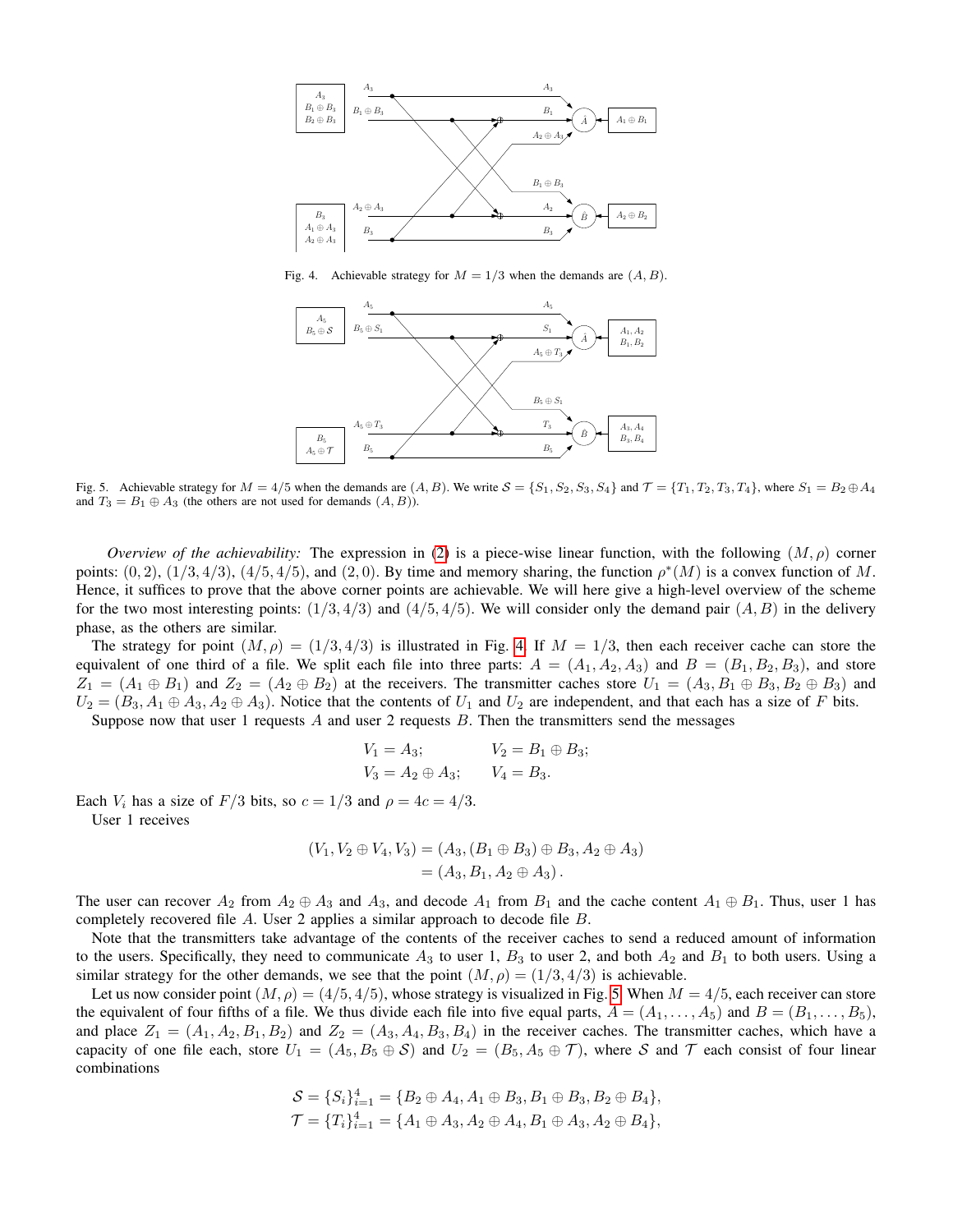Fig. 4. Achievable strategy for $M = 1/3$ when the demands are $(A, B)$.

Fig. 5. Achievable strategy for $M = 4/5$ when the demands are $(A, B)$. We write $\mathcal{S} = \{S_1, S_2, S_3, S_4\}$ and $\mathcal{T} = \{T_1, T_2, T_3, T_4\}$, where $S_1 = B_2 \oplus A_4$ and $T_3 = B_1 \oplus A_3$ (the others are not used for demands $(A, B)$).

*Overview of the achievability:* The expression in (2) is a piece-wise linear function, with the following $(M, \rho)$ corner points: $(0, 2)$, $(1/3, 4/3)$, $(4/5, 4/5)$, and $(2, 0)$. By time and memory sharing, the function $\rho^*(M)$ is a convex function of $M$. Hence, it suffices to prove that the above corner points are achievable. We will here give a high-level overview of the scheme for the two most interesting points: $(1/3, 4/3)$ and $(4/5, 4/5)$. We will consider only the demand pair $(A, B)$ in the delivery phase, as the others are similar.

The strategy for point $(M, \rho) = (1/3, 4/3)$ is illustrated in Fig. 4. If $M = 1/3$, then each receiver cache can store the equivalent of one third of a file. We split each file into three parts: $A = (A_1, A_2, A_3)$ and $B = (B_1, B_2, B_3)$, and store $Z_1 = (A_1 \oplus B_1)$ and $Z_2 = (A_2 \oplus B_2)$ at the receivers. The transmitter caches store $U_1 = (A_3, B_1 \oplus B_3, B_2 \oplus B_3)$ and $U_2 = (B_3, A_1 \oplus A_3, A_2 \oplus A_3)$. Notice that the contents of $U_1$ and $U_2$ are independent, and that each has a size of $F$ bits.

Suppose now that user 1 requests $A$ and user 2 requests $B$. Then the transmitters send the messages

$$V_1 = A_3; \qquad V_2 = B_1 \oplus B_3;$$
$$V_3 = A_2 \oplus A_3; \qquad V_4 = B_3.$$

Each $V_i$ has a size of $F/3$ bits, so $c = 1/3$ and $\rho = 4c = 4/3$.

User 1 receives

$$\begin{aligned}(V_1, V_2 \oplus V_4, V_3) &= (A_3, (B_1 \oplus B_3) \oplus B_3, A_2 \oplus A_3) \\ &= (A_3, B_1, A_2 \oplus A_3).\end{aligned}$$

The user can recover $A_2$ from $A_2 \oplus A_3$ and $A_3$, and decode $A_1$ from $B_1$ and the cache content $A_1 \oplus B_1$. Thus, user 1 has completely recovered file $A$. User 2 applies a similar approach to decode file $B$.

Note that the transmitters take advantage of the contents of the receiver caches to send a reduced amount of information to the users. Specifically, they need to communicate $A_3$ to user 1, $B_3$ to user 2, and both $A_2$ and $B_1$ to both users. Using a similar strategy for the other demands, we see that the point $(M, \rho) = (1/3, 4/3)$ is achievable.

Let us now consider point $(M, \rho) = (4/5, 4/5)$, whose strategy is visualized in Fig. 5. When $M = 4/5$, each receiver can store the equivalent of four fifths of a file. We thus divide each file into five equal parts, $A = (A_1, \ldots, A_5)$ and $B = (B_1, \ldots, B_5)$, and place $Z_1 = (A_1, A_2, B_1, B_2)$ and $Z_2 = (A_3, A_4, B_3, B_4)$ in the receiver caches. The transmitter caches, which have a capacity of one file each, store $U_1 = (A_5, B_5 \oplus \mathcal{S})$ and $U_2 = (B_5, A_5 \oplus \mathcal{T})$, where $\mathcal{S}$ and $\mathcal{T}$ each consist of four linear combinations

$$\mathcal{S} = \{S_i\}_{i=1}^4 = \{B_2 \oplus A_4, A_1 \oplus B_3, B_1 \oplus B_3, B_2 \oplus B_4\},$$
$$\mathcal{T} = \{T_i\}_{i=1}^4 = \{A_1 \oplus A_3, A_2 \oplus A_4, B_1 \oplus A_3, A_2 \oplus B_4\},$$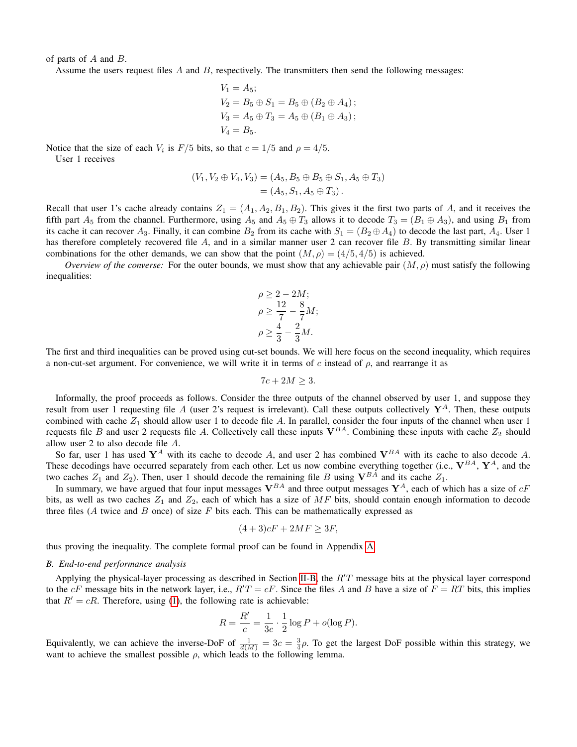of parts of $A$ and $B$.

Assume the users request files $A$ and $B$, respectively. The transmitters then send the following messages:

$$
\begin{aligned}
V_1 &= A_5;\\
V_2 &= B_5 \oplus S_1 = B_5 \oplus (B_2 \oplus A_4);\\
V_3 &= A_5 \oplus T_3 = A_5 \oplus (B_1 \oplus A_3);\\
V_4 &= B_5.
\end{aligned}
$$

Notice that the size of each $V_i$ is $F/5$ bits, so that $c = 1/5$ and $\rho = 4/5$.

User 1 receives

$$
\begin{aligned}
(V_1, V_2 \oplus V_4, V_3) &= (A_5, B_5 \oplus B_5 \oplus S_1, A_5 \oplus T_3)\\
&= (A_5, S_1, A_5 \oplus T_3).
\end{aligned}
$$

Recall that user 1's cache already contains $Z_1 = (A_1, A_2, B_1, B_2)$. This gives it the first two parts of $A$, and it receives the fifth part $A_5$ from the channel. Furthermore, using $A_5$ and $A_5 \oplus T_3$ allows it to decode $T_3 = (B_1 \oplus A_3)$, and using $B_1$ from its cache it can recover $A_3$. Finally, it can combine $B_2$ from its cache with $S_1 = (B_2 \oplus A_4)$ to decode the last part, $A_4$. User 1 has therefore completely recovered file $A$, and in a similar manner user 2 can recover file $B$. By transmitting similar linear combinations for the other demands, we can show that the point $(M, \rho) = (4/5, 4/5)$ is achieved.

*Overview of the converse:* For the outer bounds, we must show that any achievable pair $(M, \rho)$ must satisfy the following inequalities:

$$
\begin{aligned}
\rho &\geq 2 - 2M;\\
\rho &\geq \frac{12}{7} - \frac{8}{7}M;\\
\rho &\geq \frac{4}{3} - \frac{2}{3}M.
\end{aligned}
$$

The first and third inequalities can be proved using cut-set bounds. We will here focus on the second inequality, which requires a non-cut-set argument. For convenience, we will write it in terms of $c$ instead of $\rho$, and rearrange it as

$$
7c + 2M \geq 3.
$$

Informally, the proof proceeds as follows. Consider the three outputs of the channel observed by user 1, and suppose they result from user 1 requesting file $A$ (user 2's request is irrelevant). Call these outputs collectively $\mathbf{Y}^A$. Then, these outputs combined with cache $Z_1$ should allow user 1 to decode file $A$. In parallel, consider the four inputs of the channel when user 1 requests file $B$ and user 2 requests file $A$. Collectively call these inputs $\mathbf{V}^{BA}$. Combining these inputs with cache $Z_2$ should allow user 2 to also decode file $A$.

So far, user 1 has used $\mathbf{Y}^A$ with its cache to decode $A$, and user 2 has combined $\mathbf{V}^{BA}$ with its cache to also decode $A$. These decodings have occurred separately from each other. Let us now combine everything together (i.e., $\mathbf{V}^{BA}$, $\mathbf{Y}^A$, and the two caches $Z_1$ and $Z_2$). Then, user 1 should decode the remaining file $B$ using $\mathbf{V}^{BA}$ and its cache $Z_1$.

In summary, we have argued that four input messages $\mathbf{V}^{BA}$ and three output messages $\mathbf{Y}^A$, each of which has a size of $cF$ bits, as well as two caches $Z_1$ and $Z_2$, each of which has a size of $MF$ bits, should contain enough information to decode three files ($A$ twice and $B$ once) of size $F$ bits each. This can be mathematically expressed as

$$
(4 + 3)cF + 2MF \geq 3F,
$$

thus proving the inequality. The complete formal proof can be found in Appendix A.

### B. End-to-end performance analysis

Applying the physical-layer processing as described in Section II-B, the $R'T$ message bits at the physical layer correspond to the $cF$ message bits in the network layer, i.e., $R'T = cF$. Since the files $A$ and $B$ have a size of $F = RT$ bits, this implies that $R' = cR$. Therefore, using (1), the following rate is achievable:

$$
R = \frac{R'}{c} = \frac{1}{3c} \cdot \frac{1}{2} \log P + o(\log P).
$$

Equivalently, we can achieve the inverse-DoF of $\frac{1}{d(M)} = 3c = \frac{3}{4}\rho$. To get the largest DoF possible within this strategy, we want to achieve the smallest possible $\rho$, which leads to the following lemma.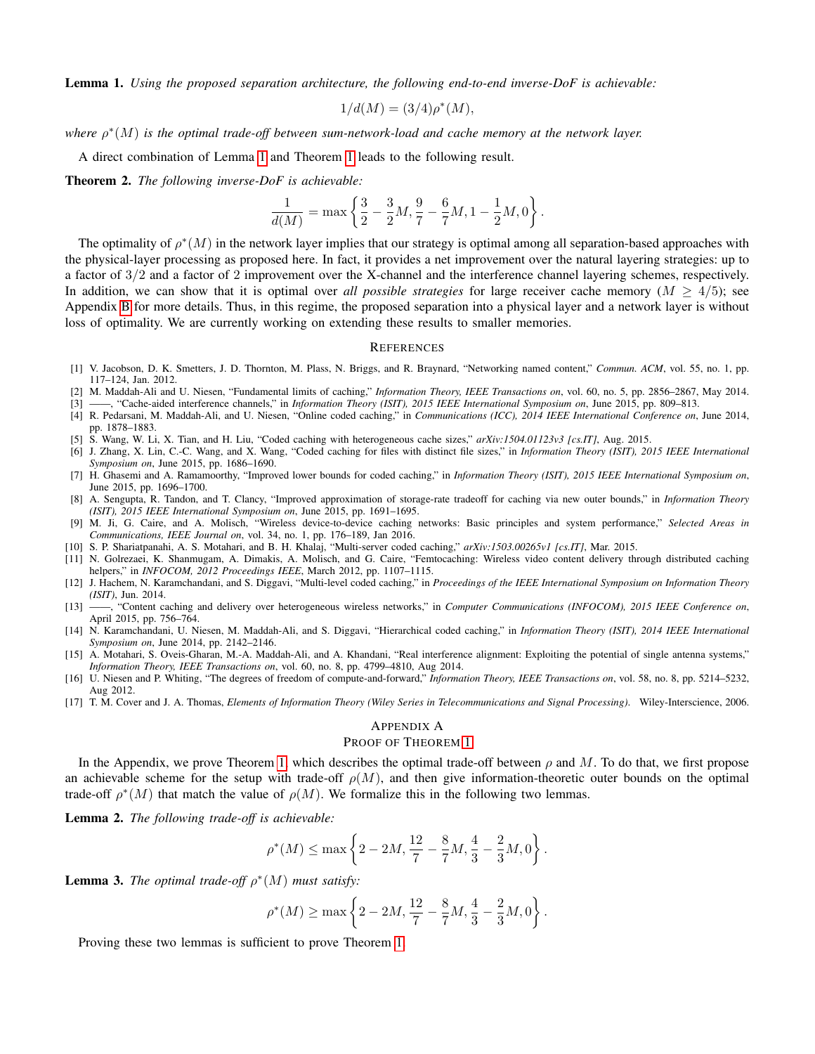**Lemma 1.** *Using the proposed separation architecture, the following end-to-end inverse-DoF is achievable:*

$$1/d(M) = (3/4)\rho^*(M),$$

*where $\rho^*(M)$ is the optimal trade-off between sum-network-load and cache memory at the network layer.*

A direct combination of Lemma 1 and Theorem 1 leads to the following result.

**Theorem 2.** *The following inverse-DoF is achievable:*

$$\frac{1}{d(M)} = \max\left\{\frac{3}{2} - \frac{3}{2}M, \frac{9}{7} - \frac{6}{7}M, 1 - \frac{1}{2}M, 0\right\}.$$

The optimality of $\rho^*(M)$ in the network layer implies that our strategy is optimal among all separation-based approaches with the physical-layer processing as proposed here. In fact, it provides a net improvement over the natural layering strategies: up to a factor of $3/2$ and a factor of 2 improvement over the X-channel and the interference channel layering schemes, respectively. In addition, we can show that it is optimal over *all possible strategies* for large receiver cache memory ($M \geq 4/5$); see Appendix B for more details. Thus, in this regime, the proposed separation into a physical layer and a network layer is without loss of optimality. We are currently working on extending these results to smaller memories.

## References

[1] V. Jacobson, D. K. Smetters, J. D. Thornton, M. Plass, N. Briggs, and R. Braynard, "Networking named content," *Commun. ACM*, vol. 55, no. 1, pp. 117–124, Jan. 2012.

[2] M. Maddah-Ali and U. Niesen, "Fundamental limits of caching," *Information Theory, IEEE Transactions on*, vol. 60, no. 5, pp. 2856–2867, May 2014.

[3] ——, "Cache-aided interference channels," in *Information Theory (ISIT), 2015 IEEE International Symposium on*, June 2015, pp. 809–813.

[4] R. Pedarsani, M. Maddah-Ali, and U. Niesen, "Online coded caching," in *Communications (ICC), 2014 IEEE International Conference on*, June 2014, pp. 1878–1883.

[5] S. Wang, W. Li, X. Tian, and H. Liu, "Coded caching with heterogeneous cache sizes," *arXiv:1504.01123v3 [cs.IT]*, Aug. 2015.

[6] J. Zhang, X. Lin, C.-C. Wang, and X. Wang, "Coded caching for files with distinct file sizes," in *Information Theory (ISIT), 2015 IEEE International Symposium on*, June 2015, pp. 1686–1690.

[7] H. Ghasemi and A. Ramamoorthy, "Improved lower bounds for coded caching," in *Information Theory (ISIT), 2015 IEEE International Symposium on*, June 2015, pp. 1696–1700.

[8] A. Sengupta, R. Tandon, and T. Clancy, "Improved approximation of storage-rate tradeoff for caching via new outer bounds," in *Information Theory (ISIT), 2015 IEEE International Symposium on*, June 2015, pp. 1691–1695.

[9] M. Ji, G. Caire, and A. Molisch, "Wireless device-to-device caching networks: Basic principles and system performance," *Selected Areas in Communications, IEEE Journal on*, vol. 34, no. 1, pp. 176–189, Jan 2016.

[10] S. P. Shariatpanahi, A. S. Motahari, and B. H. Khalaj, "Multi-server coded caching," *arXiv:1503.00265v1 [cs.IT]*, Mar. 2015.

[11] N. Golrezaei, K. Shanmugam, A. Dimakis, A. Molisch, and G. Caire, "Femtocaching: Wireless video content delivery through distributed caching helpers," in *INFOCOM, 2012 Proceedings IEEE*, March 2012, pp. 1107–1115.

[12] J. Hachem, N. Karamchandani, and S. Diggavi, "Multi-level coded caching," in *Proceedings of the IEEE International Symposium on Information Theory (ISIT)*, Jun. 2014.

[13] ——, "Content caching and delivery over heterogeneous wireless networks," in *Computer Communications (INFOCOM), 2015 IEEE Conference on*, April 2015, pp. 756–764.

[14] N. Karamchandani, U. Niesen, M. Maddah-Ali, and S. Diggavi, "Hierarchical coded caching," in *Information Theory (ISIT), 2014 IEEE International Symposium on*, June 2014, pp. 2142–2146.

[15] A. Motahari, S. Oveis-Gharan, M.-A. Maddah-Ali, and A. Khandani, "Real interference alignment: Exploiting the potential of single antenna systems," *Information Theory, IEEE Transactions on*, vol. 60, no. 8, pp. 4799–4810, Aug 2014.

[16] U. Niesen and P. Whiting, "The degrees of freedom of compute-and-forward," *Information Theory, IEEE Transactions on*, vol. 58, no. 8, pp. 5214–5232, Aug 2012.

[17] T. M. Cover and J. A. Thomas, *Elements of Information Theory (Wiley Series in Telecommunications and Signal Processing)*. Wiley-Interscience, 2006.

## Appendix A
## Proof of Theorem 1

In the Appendix, we prove Theorem 1, which describes the optimal trade-off between $\rho$ and $M$. To do that, we first propose an achievable scheme for the setup with trade-off $\rho(M)$, and then give information-theoretic outer bounds on the optimal trade-off $\rho^*(M)$ that match the value of $\rho(M)$. We formalize this in the following two lemmas.

**Lemma 2.** *The following trade-off is achievable:*

$$\rho^*(M) \leq \max\left\{2 - 2M, \frac{12}{7} - \frac{8}{7}M, \frac{4}{3} - \frac{2}{3}M, 0\right\}.$$

**Lemma 3.** *The optimal trade-off $\rho^*(M)$ must satisfy:*

$$\rho^*(M) \geq \max\left\{2 - 2M, \frac{12}{7} - \frac{8}{7}M, \frac{4}{3} - \frac{2}{3}M, 0\right\}.$$

Proving these two lemmas is sufficient to prove Theorem 1.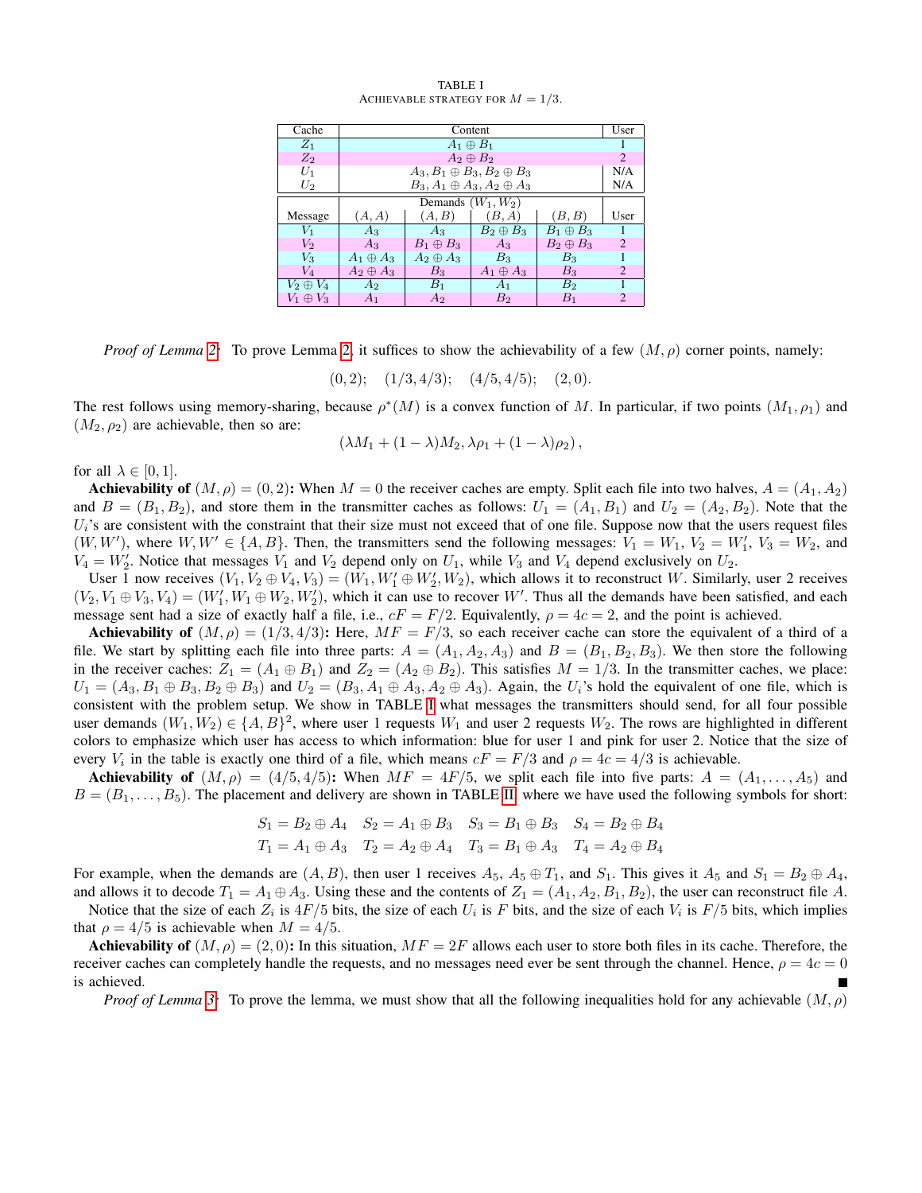TABLE I
ACHIEVABLE STRATEGY FOR $M = 1/3$.

| Cache | Content | | | | User |
|---|---|---|---|---|---|
| $Z_1$ | $A_1 \oplus B_1$ | | | | 1 |
| $Z_2$ | $A_2 \oplus B_2$ | | | | 2 |
| $U_1$ | $A_3, B_1 \oplus B_3, B_2 \oplus B_3$ | | | | N/A |
| $U_2$ | $B_3, A_1 \oplus A_3, A_2 \oplus A_3$ | | | | N/A |
| | Demands $(W_1, W_2)$ | | | | |
| Message | $(A, A)$ | $(A, B)$ | $(B, A)$ | $(B, B)$ | User |
| $V_1$ | $A_3$ | $A_3$ | $B_2 \oplus B_3$ | $B_1 \oplus B_3$ | 1 |
| $V_2$ | $A_3$ | $B_1 \oplus B_3$ | $A_3$ | $B_2 \oplus B_3$ | 2 |
| $V_3$ | $A_1 \oplus A_3$ | $A_2 \oplus A_3$ | $B_3$ | $B_3$ | 1 |
| $V_4$ | $A_2 \oplus A_3$ | $B_3$ | $A_1 \oplus A_3$ | $B_3$ | 2 |
| $V_2 \oplus V_4$ | $A_2$ | $B_1$ | $A_1$ | $B_2$ | 1 |
| $V_1 \oplus V_3$ | $A_1$ | $A_2$ | $B_2$ | $B_1$ | 2 |

*Proof of Lemma 2:* To prove Lemma 2, it suffices to show the achievability of a few $(M, \rho)$ corner points, namely:

$$(0, 2); \quad (1/3, 4/3); \quad (4/5, 4/5); \quad (2, 0).$$

The rest follows using memory-sharing, because $\rho^*(M)$ is a convex function of $M$. In particular, if two points $(M_1, \rho_1)$ and $(M_2, \rho_2)$ are achievable, then so are:

$$(\lambda M_1 + (1 - \lambda) M_2, \lambda \rho_1 + (1 - \lambda) \rho_2),$$

for all $\lambda \in [0, 1]$.

**Achievability of $(M, \rho) = (0, 2)$:** When $M = 0$ the receiver caches are empty. Split each file into two halves, $A = (A_1, A_2)$ and $B = (B_1, B_2)$, and store them in the transmitter caches as follows: $U_1 = (A_1, B_1)$ and $U_2 = (A_2, B_2)$. Note that the $U_i$'s are consistent with the constraint that their size must not exceed that of one file. Suppose now that the users request files $(W, W')$, where $W, W' \in \{A, B\}$. Then, the transmitters send the following messages: $V_1 = W_1$, $V_2 = W_1'$, $V_3 = W_2$, and $V_4 = W_2'$. Notice that messages $V_1$ and $V_2$ depend only on $U_1$, while $V_3$ and $V_4$ depend exclusively on $U_2$.

User 1 now receives $(V_1, V_2 \oplus V_4, V_3) = (W_1, W_1' \oplus W_2', W_2)$, which allows it to reconstruct $W$. Similarly, user 2 receives $(V_2, V_1 \oplus V_3, V_4) = (W_1', W_1 \oplus W_2, W_2')$, which it can use to recover $W'$. Thus all the demands have been satisfied, and each message sent had a size of exactly half a file, i.e., $cF = F/2$. Equivalently, $\rho = 4c = 2$, and the point is achieved.

**Achievability of $(M, \rho) = (1/3, 4/3)$:** Here, $MF = F/3$, so each receiver cache can store the equivalent of a third of a file. We start by splitting each file into three parts: $A = (A_1, A_2, A_3)$ and $B = (B_1, B_2, B_3)$. We then store the following in the receiver caches: $Z_1 = (A_1 \oplus B_1)$ and $Z_2 = (A_2 \oplus B_2)$. This satisfies $M = 1/3$. In the transmitter caches, we place: $U_1 = (A_3, B_1 \oplus B_3, B_2 \oplus B_3)$ and $U_2 = (B_3, A_1 \oplus A_3, A_2 \oplus A_3)$. Again, the $U_i$'s hold the equivalent of one file, which is consistent with the problem setup. We show in TABLE I what messages the transmitters should send, for all four possible user demands $(W_1, W_2) \in \{A, B\}^2$, where user 1 requests $W_1$ and user 2 requests $W_2$. The rows are highlighted in different colors to emphasize which user has access to which information: blue for user 1 and pink for user 2. Notice that the size of every $V_i$ in the table is exactly one third of a file, which means $cF = F/3$ and $\rho = 4c = 4/3$ is achievable.

**Achievability of $(M, \rho) = (4/5, 4/5)$:** When $MF = 4F/5$, we split each file into five parts: $A = (A_1, \ldots, A_5)$ and $B = (B_1, \ldots, B_5)$. The placement and delivery are shown in TABLE II, where we have used the following symbols for short:

$$S_1 = B_2 \oplus A_4 \quad S_2 = A_1 \oplus B_3 \quad S_3 = B_1 \oplus B_3 \quad S_4 = B_2 \oplus B_4$$
$$T_1 = A_1 \oplus A_3 \quad T_2 = A_2 \oplus A_4 \quad T_3 = B_1 \oplus A_3 \quad T_4 = A_2 \oplus B_4$$

For example, when the demands are $(A, B)$, then user 1 receives $A_5$, $A_5 \oplus T_1$, and $S_1$. This gives it $A_5$ and $S_1 = B_2 \oplus A_4$, and allows it to decode $T_1 = A_1 \oplus A_3$. Using these and the contents of $Z_1 = (A_1, A_2, B_1, B_2)$, the user can reconstruct file $A$.

Notice that the size of each $Z_i$ is $4F/5$ bits, the size of each $U_i$ is $F$ bits, and the size of each $V_i$ is $F/5$ bits, which implies that $\rho = 4/5$ is achievable when $M = 4/5$.

**Achievability of $(M, \rho) = (2, 0)$:** In this situation, $MF = 2F$ allows each user to store both files in its cache. Therefore, the receiver caches can completely handle the requests, and no messages need ever be sent through the channel. Hence, $\rho = 4c = 0$ is achieved. ∎

*Proof of Lemma 3:* To prove the lemma, we must show that all the following inequalities hold for any achievable $(M, \rho)$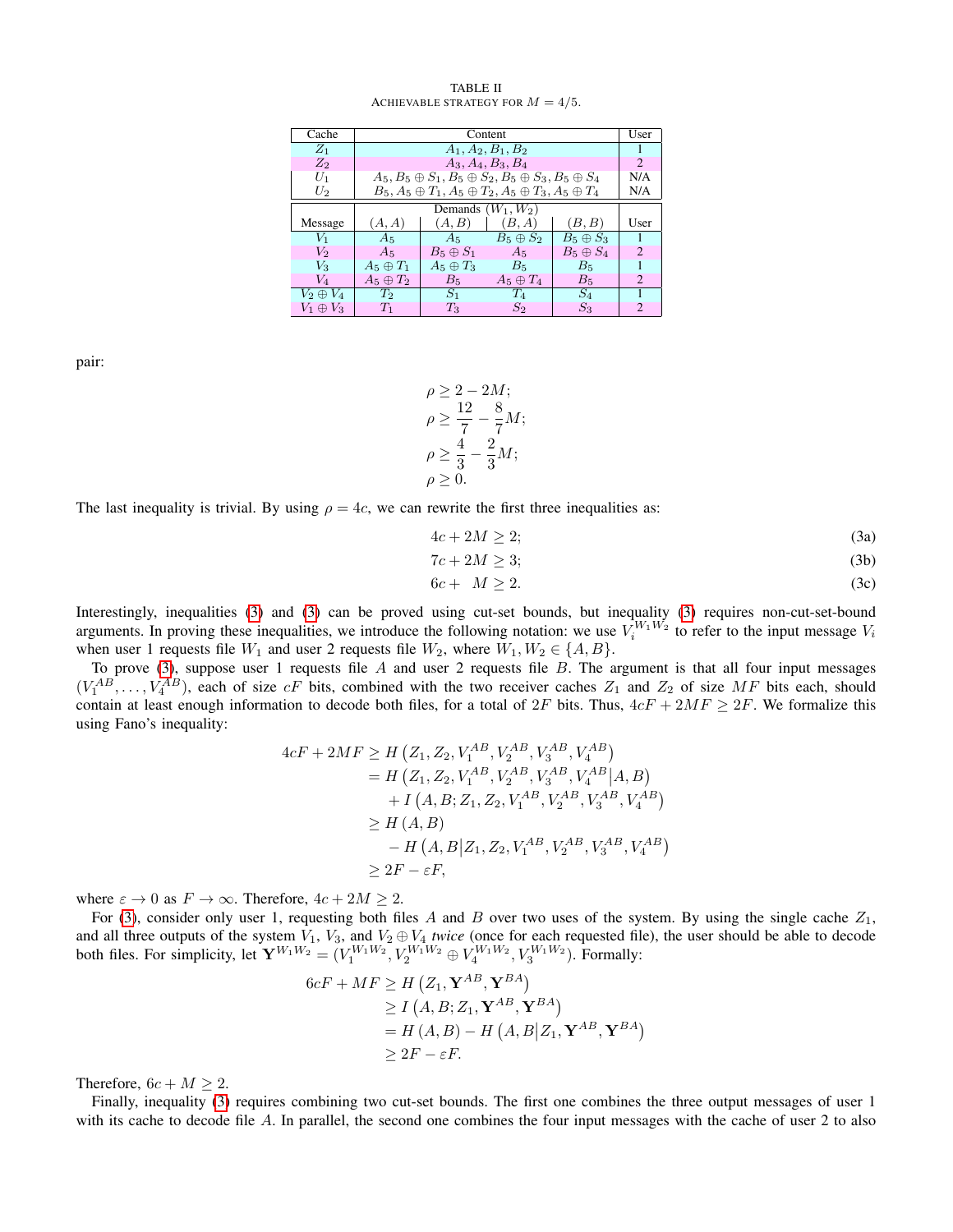TABLE II
ACHIEVABLE STRATEGY FOR $M = 4/5$.

| Cache | Content | User |
|---|---|---|
| $Z_1$ | $A_1, A_2, B_1, B_2$ | 1 |
| $Z_2$ | $A_3, A_4, B_3, B_4$ | 2 |
| $U_1$ | $A_5, B_5 \oplus S_1, B_5 \oplus S_2, B_5 \oplus S_3, B_5 \oplus S_4$ | N/A |
| $U_2$ | $B_5, A_5 \oplus T_1, A_5 \oplus T_2, A_5 \oplus T_3, A_5 \oplus T_4$ | N/A |

| Message | Demands $(W_1, W_2)$: $(A, A)$ | $(A, B)$ | $(B, A)$ | $(B, B)$ | User |
|---|---|---|---|---|---|
| $V_1$ | $A_5$ | $A_5$ | $B_5 \oplus S_2$ | $B_5 \oplus S_3$ | 1 |
| $V_2$ | $A_5$ | $B_5 \oplus S_1$ | $A_5$ | $B_5 \oplus S_4$ | 2 |
| $V_3$ | $A_5 \oplus T_1$ | $A_5 \oplus T_3$ | $B_5$ | $B_5$ | 1 |
| $V_4$ | $A_5 \oplus T_2$ | $B_5$ | $A_5 \oplus T_4$ | $B_5$ | 2 |
| $V_2 \oplus V_4$ | $T_2$ | $S_1$ | $T_4$ | $S_4$ | 1 |
| $V_1 \oplus V_3$ | $T_1$ | $T_3$ | $S_2$ | $S_3$ | 2 |

pair:

$$\rho \geq 2 - 2M;$$
$$\rho \geq \frac{12}{7} - \frac{8}{7}M;$$
$$\rho \geq \frac{4}{3} - \frac{2}{3}M;$$
$$\rho \geq 0.$$

The last inequality is trivial. By using $\rho = 4c$, we can rewrite the first three inequalities as:

$$4c + 2M \geq 2; \tag{3a}$$
$$7c + 2M \geq 3; \tag{3b}$$
$$6c + \ M \geq 2. \tag{3c}$$

Interestingly, inequalities (3) and (3) can be proved using cut-set bounds, but inequality (3) requires non-cut-set-bound arguments. In proving these inequalities, we introduce the following notation: we use $V_i^{W_1 W_2}$ to refer to the input message $V_i$ when user 1 requests file $W_1$ and user 2 requests file $W_2$, where $W_1, W_2 \in \{A, B\}$.

To prove (3), suppose user 1 requests file $A$ and user 2 requests file $B$. The argument is that all four input messages $(V_1^{AB}, \ldots, V_4^{AB})$, each of size $cF$ bits, combined with the two receiver caches $Z_1$ and $Z_2$ of size $MF$ bits each, should contain at least enough information to decode both files, for a total of $2F$ bits. Thus, $4cF + 2MF \geq 2F$. We formalize this using Fano's inequality:

$$\begin{aligned}
4cF + 2MF &\geq H\left(Z_1, Z_2, V_1^{AB}, V_2^{AB}, V_3^{AB}, V_4^{AB}\right) \\
&= H\left(Z_1, Z_2, V_1^{AB}, V_2^{AB}, V_3^{AB}, V_4^{AB} \middle| A, B\right) \\
&\quad + I\left(A, B; Z_1, Z_2, V_1^{AB}, V_2^{AB}, V_3^{AB}, V_4^{AB}\right) \\
&\geq H\left(A, B\right) \\
&\quad - H\left(A, B \middle| Z_1, Z_2, V_1^{AB}, V_2^{AB}, V_3^{AB}, V_4^{AB}\right) \\
&\geq 2F - \varepsilon F,
\end{aligned}$$

where $\varepsilon \to 0$ as $F \to \infty$. Therefore, $4c + 2M \geq 2$.

For (3), consider only user 1, requesting both files $A$ and $B$ over two uses of the system. By using the single cache $Z_1$, and all three outputs of the system $V_1$, $V_3$, and $V_2 \oplus V_4$ *twice* (once for each requested file), the user should be able to decode both files. For simplicity, let $\mathbf{Y}^{W_1 W_2} = (V_1^{W_1 W_2}, V_2^{W_1 W_2} \oplus V_4^{W_1 W_2}, V_3^{W_1 W_2})$. Formally:

$$\begin{aligned}
6cF + MF &\geq H\left(Z_1, \mathbf{Y}^{AB}, \mathbf{Y}^{BA}\right) \\
&\geq I\left(A, B; Z_1, \mathbf{Y}^{AB}, \mathbf{Y}^{BA}\right) \\
&= H\left(A, B\right) - H\left(A, B \middle| Z_1, \mathbf{Y}^{AB}, \mathbf{Y}^{BA}\right) \\
&\geq 2F - \varepsilon F.
\end{aligned}$$

Therefore, $6c + M \geq 2$.

Finally, inequality (3) requires combining two cut-set bounds. The first one combines the three output messages of user 1 with its cache to decode file $A$. In parallel, the second one combines the four input messages with the cache of user 2 to also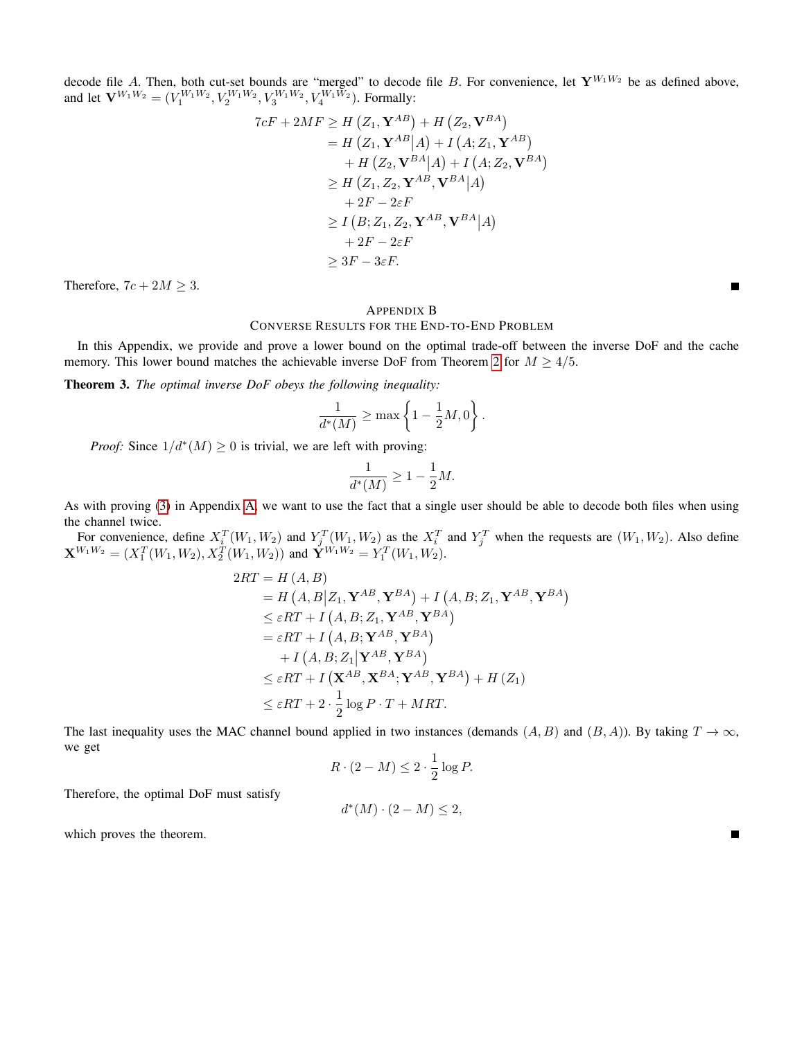decode file $A$. Then, both cut-set bounds are "merged" to decode file $B$. For convenience, let $\mathbf{Y}^{W_1W_2}$ be as defined above, and let $\mathbf{V}^{W_1W_2} = (V_1^{W_1W_2}, V_2^{W_1W_2}, V_3^{W_1W_2}, V_4^{W_1W_2})$. Formally:

$$
\begin{aligned}
7cF + 2MF &\geq H\left(Z_1, \mathbf{Y}^{AB}\right) + H\left(Z_2, \mathbf{V}^{BA}\right) \\
&= H\left(Z_1, \mathbf{Y}^{AB} \middle| A\right) + I\left(A; Z_1, \mathbf{Y}^{AB}\right) \\
&\quad + H\left(Z_2, \mathbf{V}^{BA} \middle| A\right) + I\left(A; Z_2, \mathbf{V}^{BA}\right) \\
&\geq H\left(Z_1, Z_2, \mathbf{Y}^{AB}, \mathbf{V}^{BA} \middle| A\right) \\
&\quad + 2F - 2\varepsilon F \\
&\geq I\left(B; Z_1, Z_2, \mathbf{Y}^{AB}, \mathbf{V}^{BA} \middle| A\right) \\
&\quad + 2F - 2\varepsilon F \\
&\geq 3F - 3\varepsilon F.
\end{aligned}
$$

Therefore, $7c + 2M \geq 3$. ∎

# Appendix B
## Converse Results for the End-to-End Problem

In this Appendix, we provide and prove a lower bound on the optimal trade-off between the inverse DoF and the cache memory. This lower bound matches the achievable inverse DoF from Theorem 2 for $M \geq 4/5$.

**Theorem 3.** *The optimal inverse DoF obeys the following inequality:*

$$
\frac{1}{d^*(M)} \geq \max\left\{1 - \frac{1}{2}M, 0\right\}.
$$

*Proof:* Since $1/d^*(M) \geq 0$ is trivial, we are left with proving:

$$
\frac{1}{d^*(M)} \geq 1 - \frac{1}{2}M.
$$

As with proving (3) in Appendix A, we want to use the fact that a single user should be able to decode both files when using the channel twice.

For convenience, define $X_i^T(W_1, W_2)$ and $Y_j^T(W_1, W_2)$ as the $X_i^T$ and $Y_j^T$ when the requests are $(W_1, W_2)$. Also define $\mathbf{X}^{W_1W_2} = (X_1^T(W_1, W_2), X_2^T(W_1, W_2))$ and $\mathbf{Y}^{W_1W_2} = Y_1^T(W_1, W_2)$.

$$
\begin{aligned}
2RT &= H\left(A, B\right) \\
&= H\left(A, B \middle| Z_1, \mathbf{Y}^{AB}, \mathbf{Y}^{BA}\right) + I\left(A, B; Z_1, \mathbf{Y}^{AB}, \mathbf{Y}^{BA}\right) \\
&\leq \varepsilon RT + I\left(A, B; Z_1, \mathbf{Y}^{AB}, \mathbf{Y}^{BA}\right) \\
&= \varepsilon RT + I\left(A, B; \mathbf{Y}^{AB}, \mathbf{Y}^{BA}\right) \\
&\quad + I\left(A, B; Z_1 \middle| \mathbf{Y}^{AB}, \mathbf{Y}^{BA}\right) \\
&\leq \varepsilon RT + I\left(\mathbf{X}^{AB}, \mathbf{X}^{BA}; \mathbf{Y}^{AB}, \mathbf{Y}^{BA}\right) + H\left(Z_1\right) \\
&\leq \varepsilon RT + 2 \cdot \frac{1}{2}\log P \cdot T + MRT.
\end{aligned}
$$

The last inequality uses the MAC channel bound applied in two instances (demands $(A, B)$ and $(B, A)$). By taking $T \to \infty$, we get

$$
R \cdot (2 - M) \leq 2 \cdot \frac{1}{2}\log P.
$$

Therefore, the optimal DoF must satisfy

$$
d^*(M) \cdot (2 - M) \leq 2,
$$

which proves the theorem. ∎